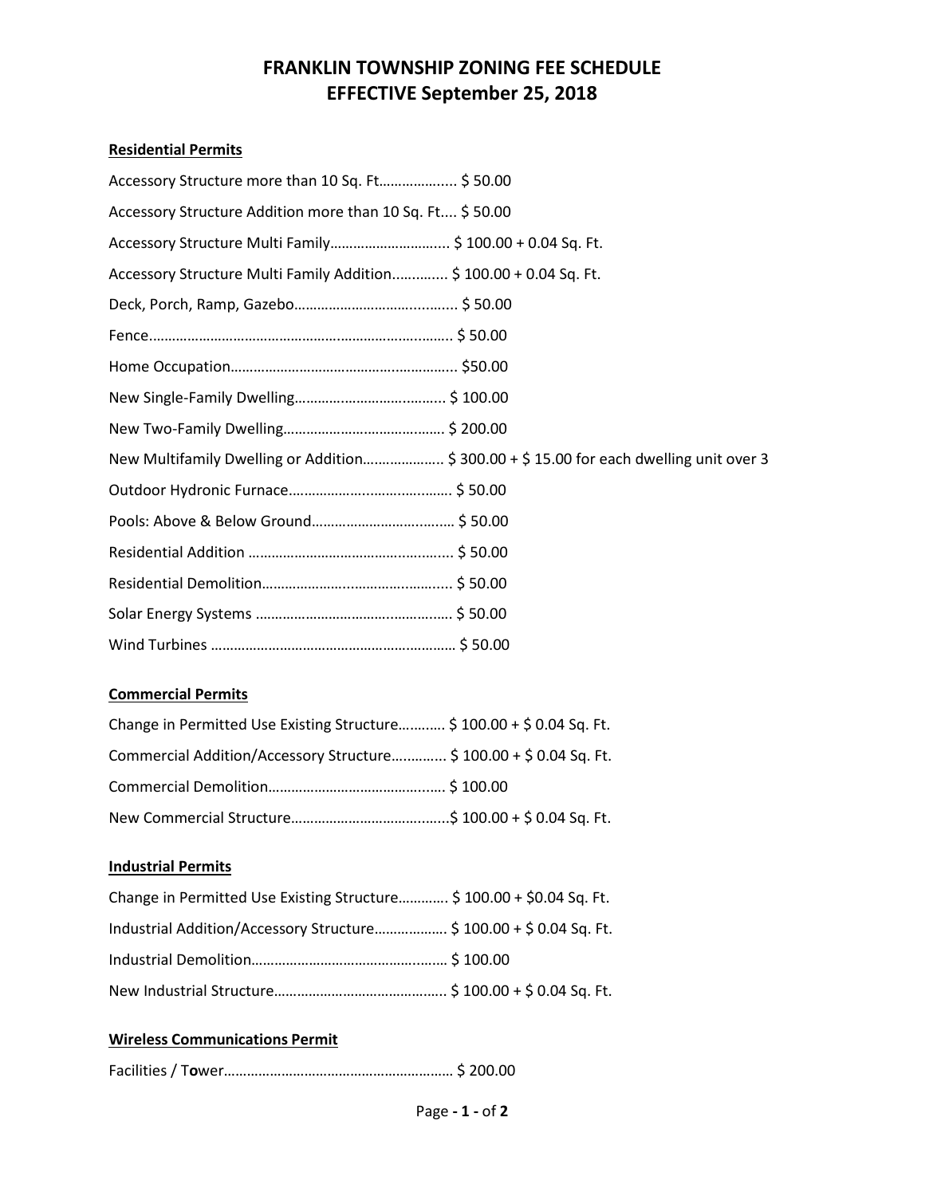# FRANKLIN TOWNSHIP ZONING FEE SCHEDULE
# EFFECTIVE September 25, 2018

**Residential Permits**

Accessory Structure more than 10 Sq. Ft……………..... $ 50.00

Accessory Structure Addition more than 10 Sq. Ft.... $ 50.00

Accessory Structure Multi Family……………………….... $ 100.00 + 0.04 Sq. Ft.

Accessory Structure Multi Family Addition…….….... $ 100.00 + 0.04 Sq. Ft.

Deck, Porch, Ramp, Gazebo…………………………….......... $ 50.00

Fence………………………………………………………………..…... $ 50.00

Home Occupation………………………………………………..... $50.00

New Single-Family Dwelling……………………………..…..... $ 100.00

New Two-Family Dwelling………………………………….…. $ 200.00

New Multifamily Dwelling or Addition………………... $ 300.00 + $ 15.00 for each dwelling unit over 3

Outdoor Hydronic Furnace…………………..……….……. $ 50.00

Pools: Above & Below Ground…………………….……… $ 50.00

Residential Addition ……………………………….………..... $ 50.00

Residential Demolition…………………..……………..…..... $ 50.00

Solar Energy Systems ……………………………….…..……. $ 50.00

Wind Turbines ……………………………………………………… $ 50.00

**Commercial Permits**

Change in Permitted Use Existing Structure……..…. $ 100.00 + $ 0.04 Sq. Ft.

Commercial Addition/Accessory Structure…….…... $ 100.00 + $ 0.04 Sq. Ft.

Commercial Demolition……………………………………... $ 100.00

New Commercial Structure……………………………......$ 100.00 + $ 0.04 Sq. Ft.

**Industrial Permits**

Change in Permitted Use Existing Structure……….. $ 100.00 + $0.04 Sq. Ft.

Industrial Addition/Accessory Structure………….…. $ 100.00 + $ 0.04 Sq. Ft.

Industrial Demolition…………………………………….…… $ 100.00

New Industrial Structure…………………………………….. $ 100.00 + $ 0.04 Sq. Ft.

**Wireless Communications Permit**

Facilities / Tower…………………………………………………… $ 200.00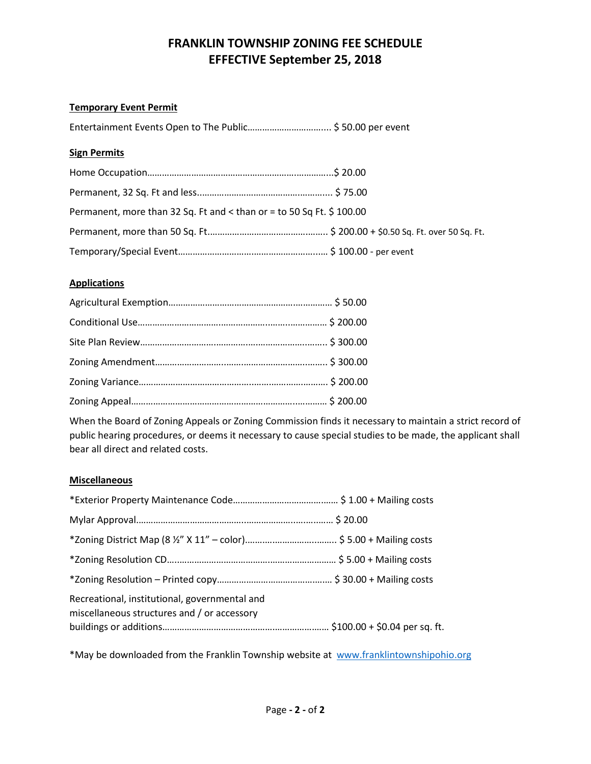# FRANKLIN TOWNSHIP ZONING FEE SCHEDULE
# EFFECTIVE September 25, 2018

**Temporary Event Permit**

Entertainment Events Open to The Public................................ $ 50.00 per event

**Sign Permits**

Home Occupation.........................................................................$ 20.00

Permanent, 32 Sq. Ft and less...................................................... $ 75.00

Permanent, more than 32 Sq. Ft and < than or = to 50 Sq Ft. $ 100.00

Permanent, more than 50 Sq. Ft................................................ $ 200.00 + $0.50 Sq. Ft. over 50 Sq. Ft.

Temporary/Special Event........................................................... $ 100.00 - per event

**Applications**

Agricultural Exemption................................................................. $ 50.00

Conditional Use........................................................................... $ 200.00

Site Plan Review.......................................................................... $ 300.00

Zoning Amendment...................................................................... $ 300.00

Zoning Variance........................................................................... $ 200.00

Zoning Appeal.............................................................................. $ 200.00

When the Board of Zoning Appeals or Zoning Commission finds it necessary to maintain a strict record of public hearing procedures, or deems it necessary to cause special studies to be made, the applicant shall bear all direct and related costs.

**Miscellaneous**

*Exterior Property Maintenance Code.......................................... $ 1.00 + Mailing costs

Mylar Approval............................................................................. $ 20.00

*Zoning District Map (8 ½" X 11" – color).................................... $ 5.00 + Mailing costs

*Zoning Resolution CD.................................................................. $ 5.00 + Mailing costs

*Zoning Resolution – Printed copy.............................................. $ 30.00 + Mailing costs

Recreational, institutional, governmental and miscellaneous structures and / or accessory buildings or additions.................................................................. $100.00 + $0.04 per sq. ft.

*May be downloaded from the Franklin Township website at www.franklintownshipohio.org